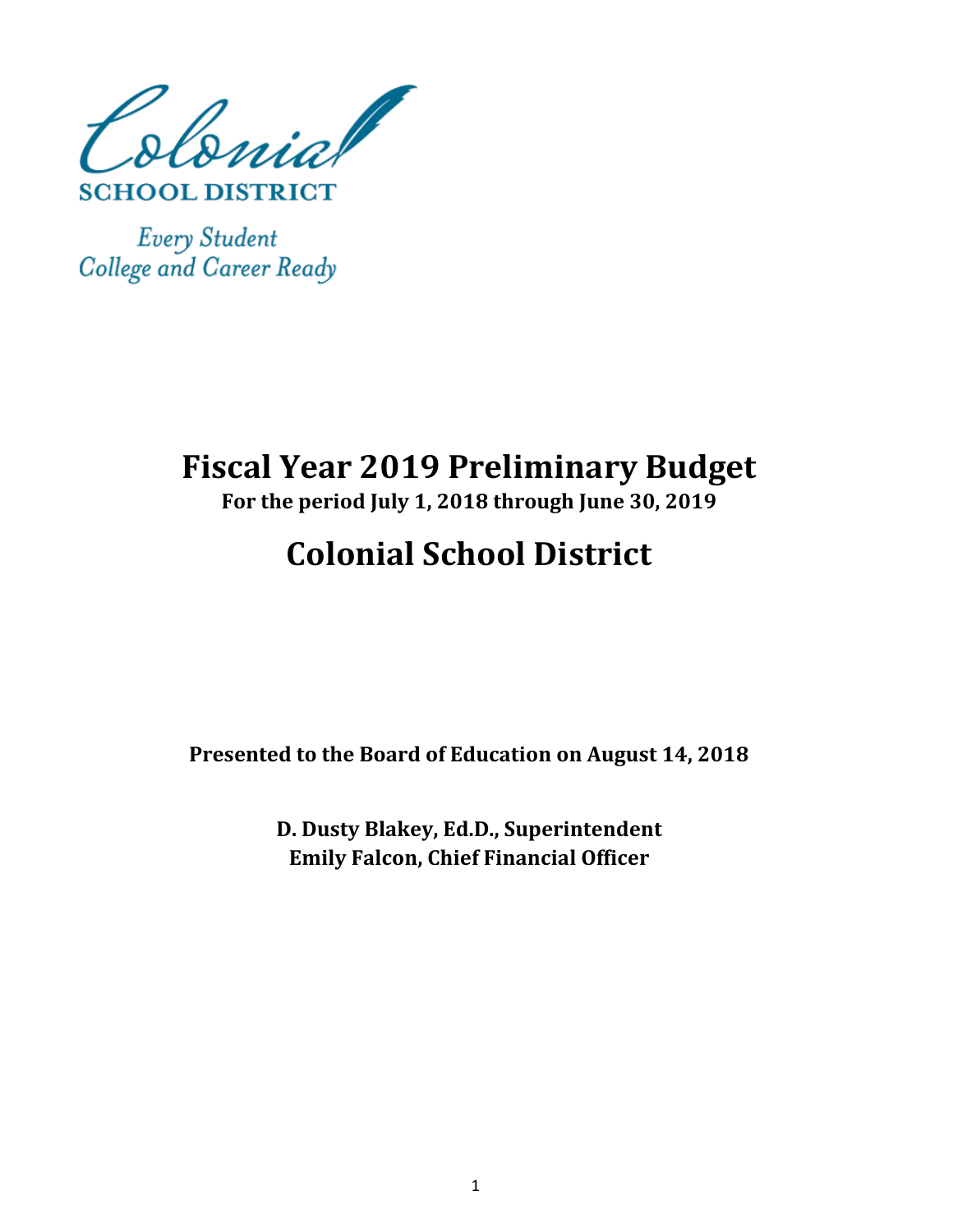Colonial

SCHOOL DISTRICT

*Every Student*
*College and Career Ready*

# Fiscal Year 2019 Preliminary Budget

**For the period July 1, 2018 through June 30, 2019**

# Colonial School District

**Presented to the Board of Education on August 14, 2018**

**D. Dusty Blakey, Ed.D., Superintendent**
**Emily Falcon, Chief Financial Officer**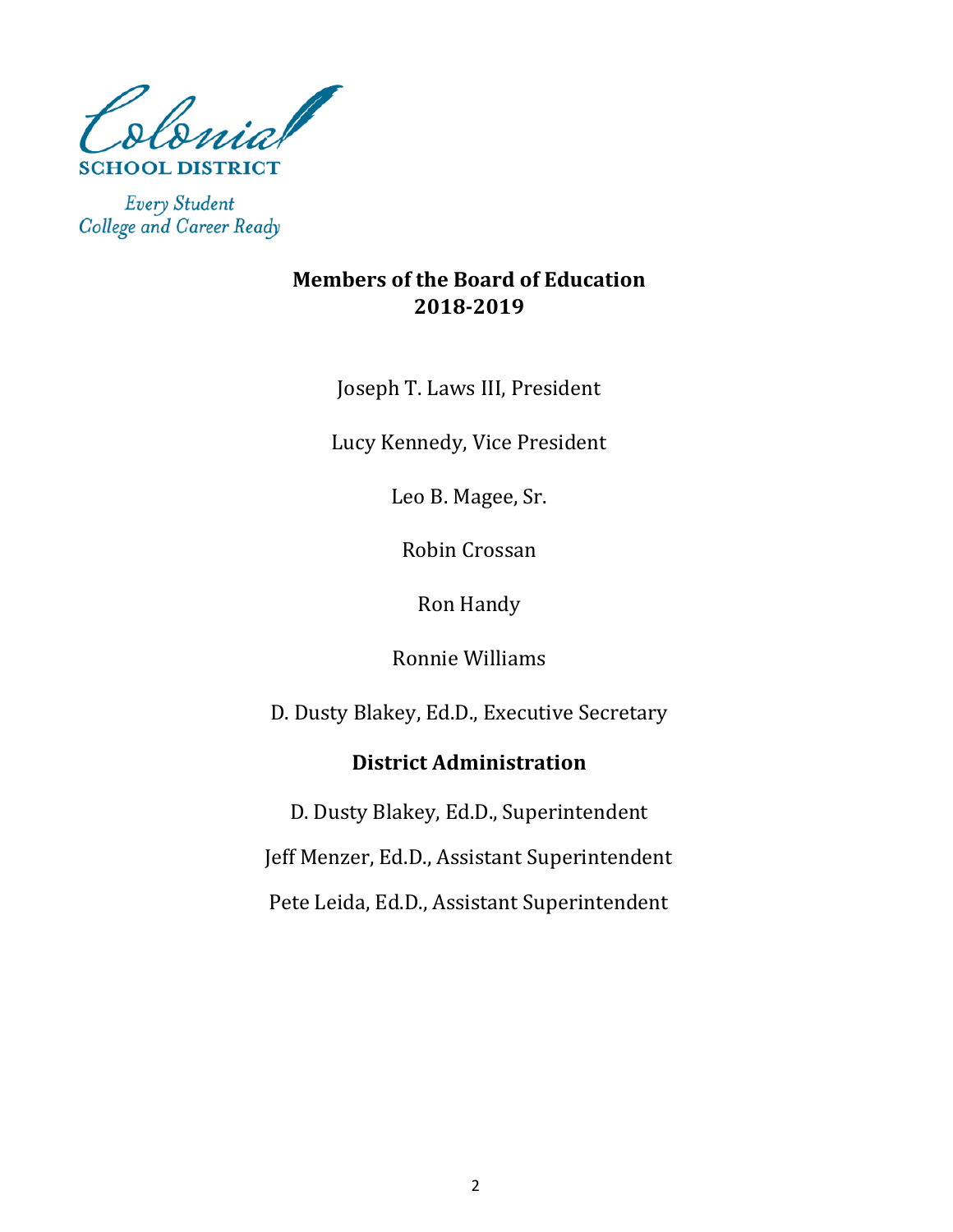Colonial
SCHOOL DISTRICT

*Every Student*
*College and Career Ready*

## Members of the Board of Education
## 2018-2019

Joseph T. Laws III, President

Lucy Kennedy, Vice President

Leo B. Magee, Sr.

Robin Crossan

Ron Handy

Ronnie Williams

D. Dusty Blakey, Ed.D., Executive Secretary

## District Administration

D. Dusty Blakey, Ed.D., Superintendent

Jeff Menzer, Ed.D., Assistant Superintendent

Pete Leida, Ed.D., Assistant Superintendent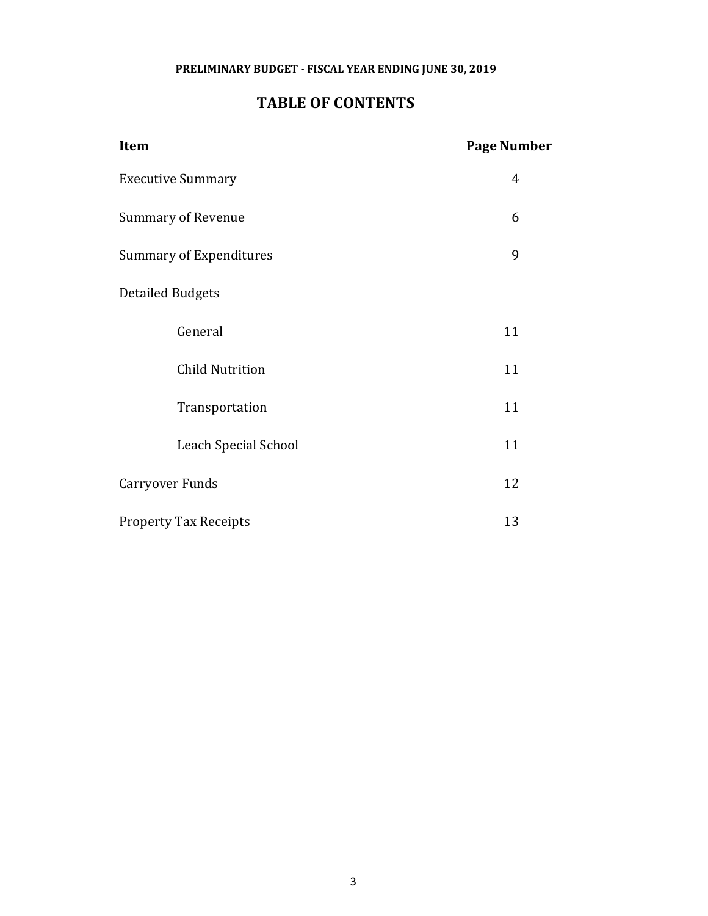**PRELIMINARY BUDGET - FISCAL YEAR ENDING JUNE 30, 2019**

# TABLE OF CONTENTS

| Item | Page Number |
|---|---|
| Executive Summary | 4 |
| Summary of Revenue | 6 |
| Summary of Expenditures | 9 |
| Detailed Budgets | |
| General | 11 |
| Child Nutrition | 11 |
| Transportation | 11 |
| Leach Special School | 11 |
| Carryover Funds | 12 |
| Property Tax Receipts | 13 |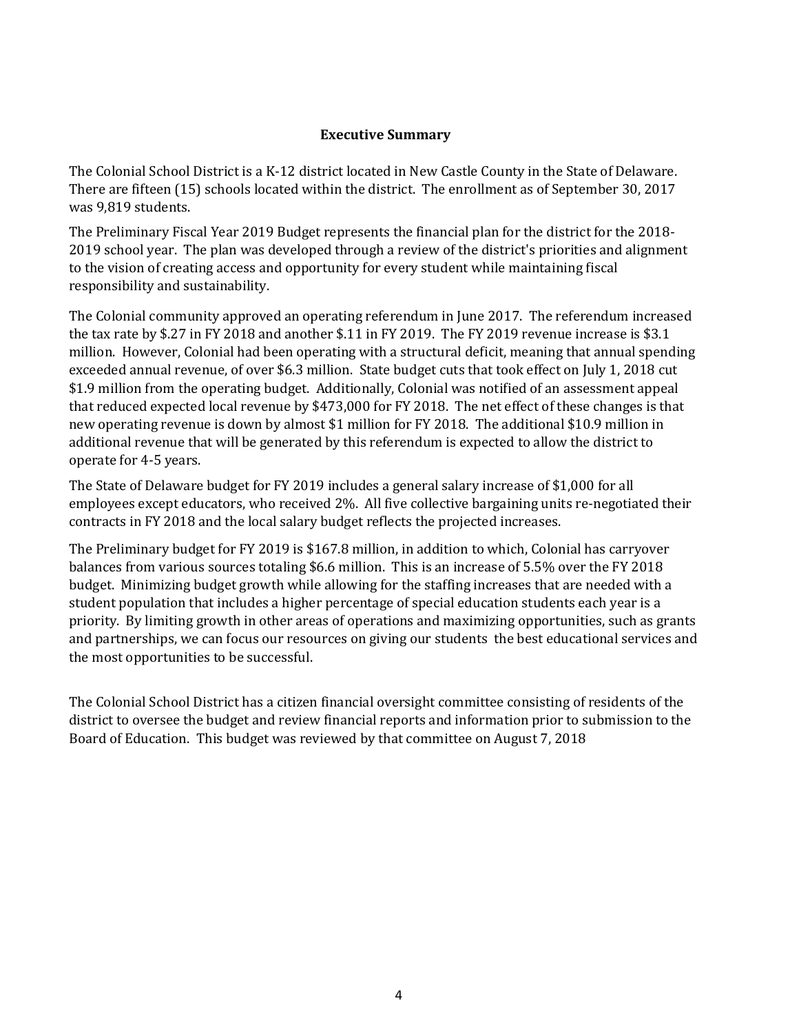## Executive Summary

The Colonial School District is a K-12 district located in New Castle County in the State of Delaware. There are fifteen (15) schools located within the district. The enrollment as of September 30, 2017 was 9,819 students.

The Preliminary Fiscal Year 2019 Budget represents the financial plan for the district for the 2018-2019 school year. The plan was developed through a review of the district's priorities and alignment to the vision of creating access and opportunity for every student while maintaining fiscal responsibility and sustainability.

The Colonial community approved an operating referendum in June 2017. The referendum increased the tax rate by $.27 in FY 2018 and another $.11 in FY 2019. The FY 2019 revenue increase is $3.1 million. However, Colonial had been operating with a structural deficit, meaning that annual spending exceeded annual revenue, of over $6.3 million. State budget cuts that took effect on July 1, 2018 cut $1.9 million from the operating budget. Additionally, Colonial was notified of an assessment appeal that reduced expected local revenue by $473,000 for FY 2018. The net effect of these changes is that new operating revenue is down by almost $1 million for FY 2018. The additional $10.9 million in additional revenue that will be generated by this referendum is expected to allow the district to operate for 4-5 years.

The State of Delaware budget for FY 2019 includes a general salary increase of $1,000 for all employees except educators, who received 2%. All five collective bargaining units re-negotiated their contracts in FY 2018 and the local salary budget reflects the projected increases.

The Preliminary budget for FY 2019 is $167.8 million, in addition to which, Colonial has carryover balances from various sources totaling $6.6 million. This is an increase of 5.5% over the FY 2018 budget. Minimizing budget growth while allowing for the staffing increases that are needed with a student population that includes a higher percentage of special education students each year is a priority. By limiting growth in other areas of operations and maximizing opportunities, such as grants and partnerships, we can focus our resources on giving our students the best educational services and the most opportunities to be successful.

The Colonial School District has a citizen financial oversight committee consisting of residents of the district to oversee the budget and review financial reports and information prior to submission to the Board of Education. This budget was reviewed by that committee on August 7, 2018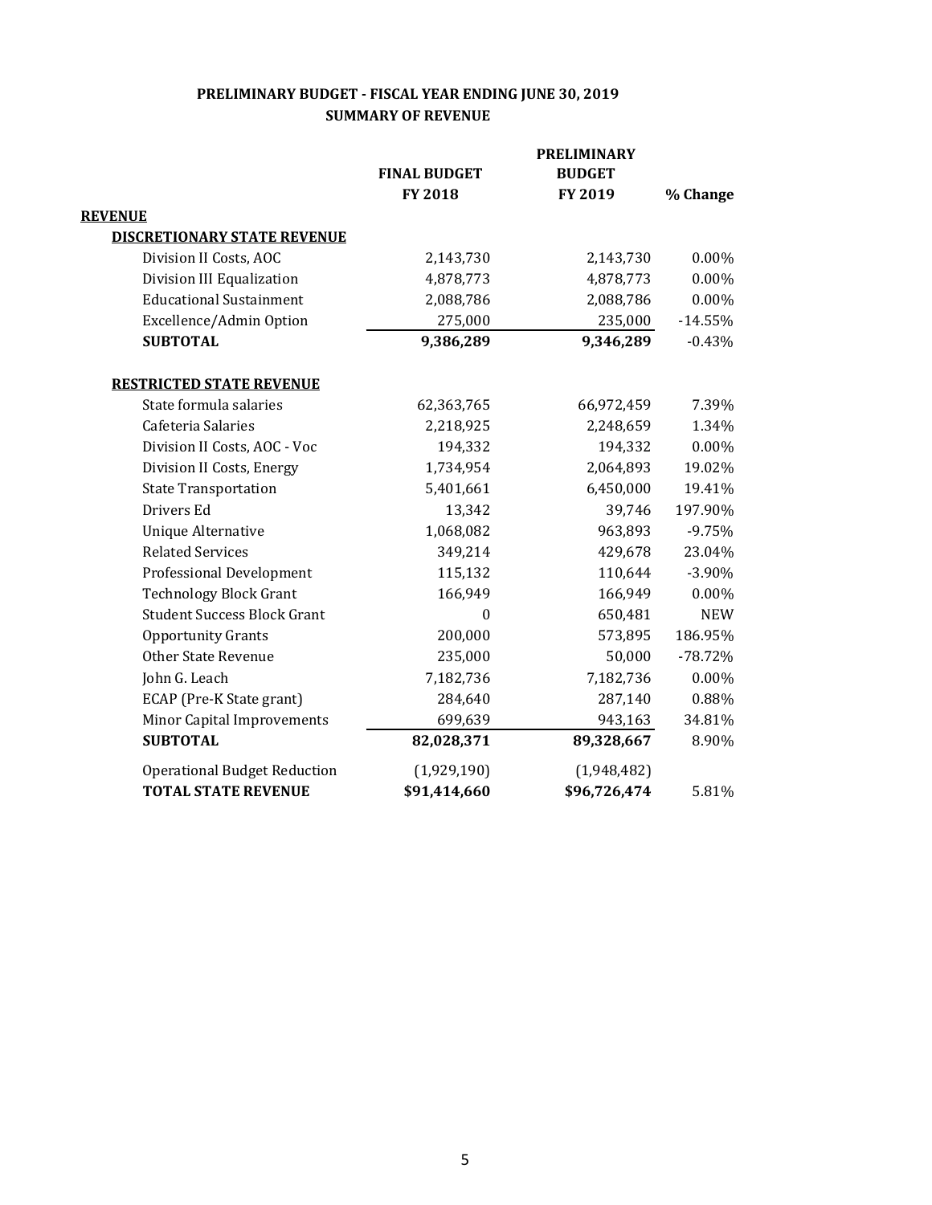## PRELIMINARY BUDGET - FISCAL YEAR ENDING JUNE 30, 2019
### SUMMARY OF REVENUE

| | FINAL BUDGET FY 2018 | PRELIMINARY BUDGET FY 2019 | % Change |
|---|---|---|---|
| **REVENUE** | | | |
| **DISCRETIONARY STATE REVENUE** | | | |
| Division II Costs, AOC | 2,143,730 | 2,143,730 | 0.00% |
| Division III Equalization | 4,878,773 | 4,878,773 | 0.00% |
| Educational Sustainment | 2,088,786 | 2,088,786 | 0.00% |
| Excellence/Admin Option | 275,000 | 235,000 | -14.55% |
| **SUBTOTAL** | **9,386,289** | **9,346,289** | -0.43% |
| **RESTRICTED STATE REVENUE** | | | |
| State formula salaries | 62,363,765 | 66,972,459 | 7.39% |
| Cafeteria Salaries | 2,218,925 | 2,248,659 | 1.34% |
| Division II Costs, AOC - Voc | 194,332 | 194,332 | 0.00% |
| Division II Costs, Energy | 1,734,954 | 2,064,893 | 19.02% |
| State Transportation | 5,401,661 | 6,450,000 | 19.41% |
| Drivers Ed | 13,342 | 39,746 | 197.90% |
| Unique Alternative | 1,068,082 | 963,893 | -9.75% |
| Related Services | 349,214 | 429,678 | 23.04% |
| Professional Development | 115,132 | 110,644 | -3.90% |
| Technology Block Grant | 166,949 | 166,949 | 0.00% |
| Student Success Block Grant | 0 | 650,481 | NEW |
| Opportunity Grants | 200,000 | 573,895 | 186.95% |
| Other State Revenue | 235,000 | 50,000 | -78.72% |
| John G. Leach | 7,182,736 | 7,182,736 | 0.00% |
| ECAP (Pre-K State grant) | 284,640 | 287,140 | 0.88% |
| Minor Capital Improvements | 699,639 | 943,163 | 34.81% |
| **SUBTOTAL** | **82,028,371** | **89,328,667** | 8.90% |
| Operational Budget Reduction | (1,929,190) | (1,948,482) | |
| **TOTAL STATE REVENUE** | **$91,414,660** | **$96,726,474** | 5.81% |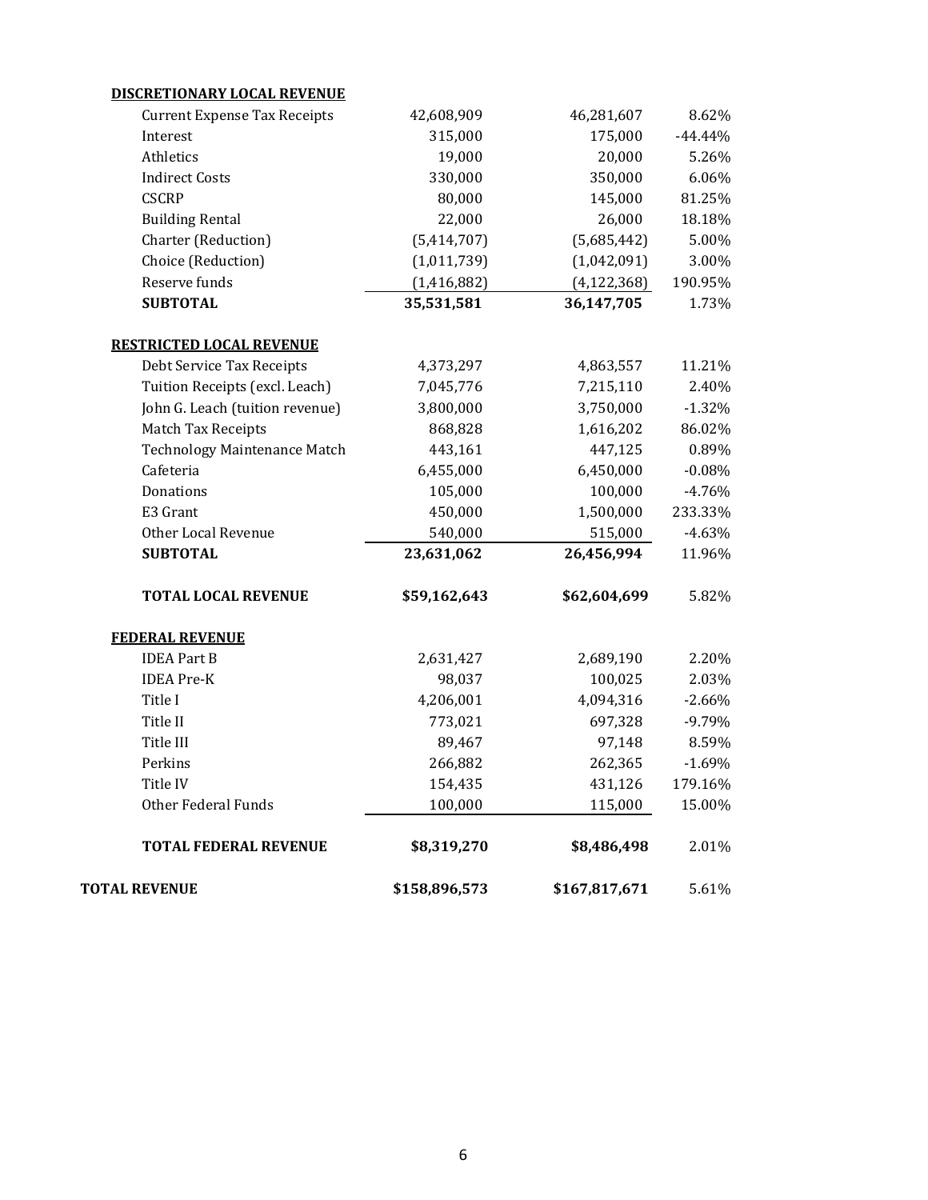| | | | |
|---|---|---|---|
| **DISCRETIONARY LOCAL REVENUE** | | | |
| Current Expense Tax Receipts | 42,608,909 | 46,281,607 | 8.62% |
| Interest | 315,000 | 175,000 | -44.44% |
| Athletics | 19,000 | 20,000 | 5.26% |
| Indirect Costs | 330,000 | 350,000 | 6.06% |
| CSCRP | 80,000 | 145,000 | 81.25% |
| Building Rental | 22,000 | 26,000 | 18.18% |
| Charter (Reduction) | (5,414,707) | (5,685,442) | 5.00% |
| Choice (Reduction) | (1,011,739) | (1,042,091) | 3.00% |
| Reserve funds | (1,416,882) | (4,122,368) | 190.95% |
| **SUBTOTAL** | **35,531,581** | **36,147,705** | 1.73% |
| **RESTRICTED LOCAL REVENUE** | | | |
| Debt Service Tax Receipts | 4,373,297 | 4,863,557 | 11.21% |
| Tuition Receipts (excl. Leach) | 7,045,776 | 7,215,110 | 2.40% |
| John G. Leach (tuition revenue) | 3,800,000 | 3,750,000 | -1.32% |
| Match Tax Receipts | 868,828 | 1,616,202 | 86.02% |
| Technology Maintenance Match | 443,161 | 447,125 | 0.89% |
| Cafeteria | 6,455,000 | 6,450,000 | -0.08% |
| Donations | 105,000 | 100,000 | -4.76% |
| E3 Grant | 450,000 | 1,500,000 | 233.33% |
| Other Local Revenue | 540,000 | 515,000 | -4.63% |
| **SUBTOTAL** | **23,631,062** | **26,456,994** | 11.96% |
| **TOTAL LOCAL REVENUE** | **$59,162,643** | **$62,604,699** | 5.82% |
| **FEDERAL REVENUE** | | | |
| IDEA Part B | 2,631,427 | 2,689,190 | 2.20% |
| IDEA Pre-K | 98,037 | 100,025 | 2.03% |
| Title I | 4,206,001 | 4,094,316 | -2.66% |
| Title II | 773,021 | 697,328 | -9.79% |
| Title III | 89,467 | 97,148 | 8.59% |
| Perkins | 266,882 | 262,365 | -1.69% |
| Title IV | 154,435 | 431,126 | 179.16% |
| Other Federal Funds | 100,000 | 115,000 | 15.00% |
| **TOTAL FEDERAL REVENUE** | **$8,319,270** | **$8,486,498** | 2.01% |
| **TOTAL REVENUE** | **$158,896,573** | **$167,817,671** | 5.61% |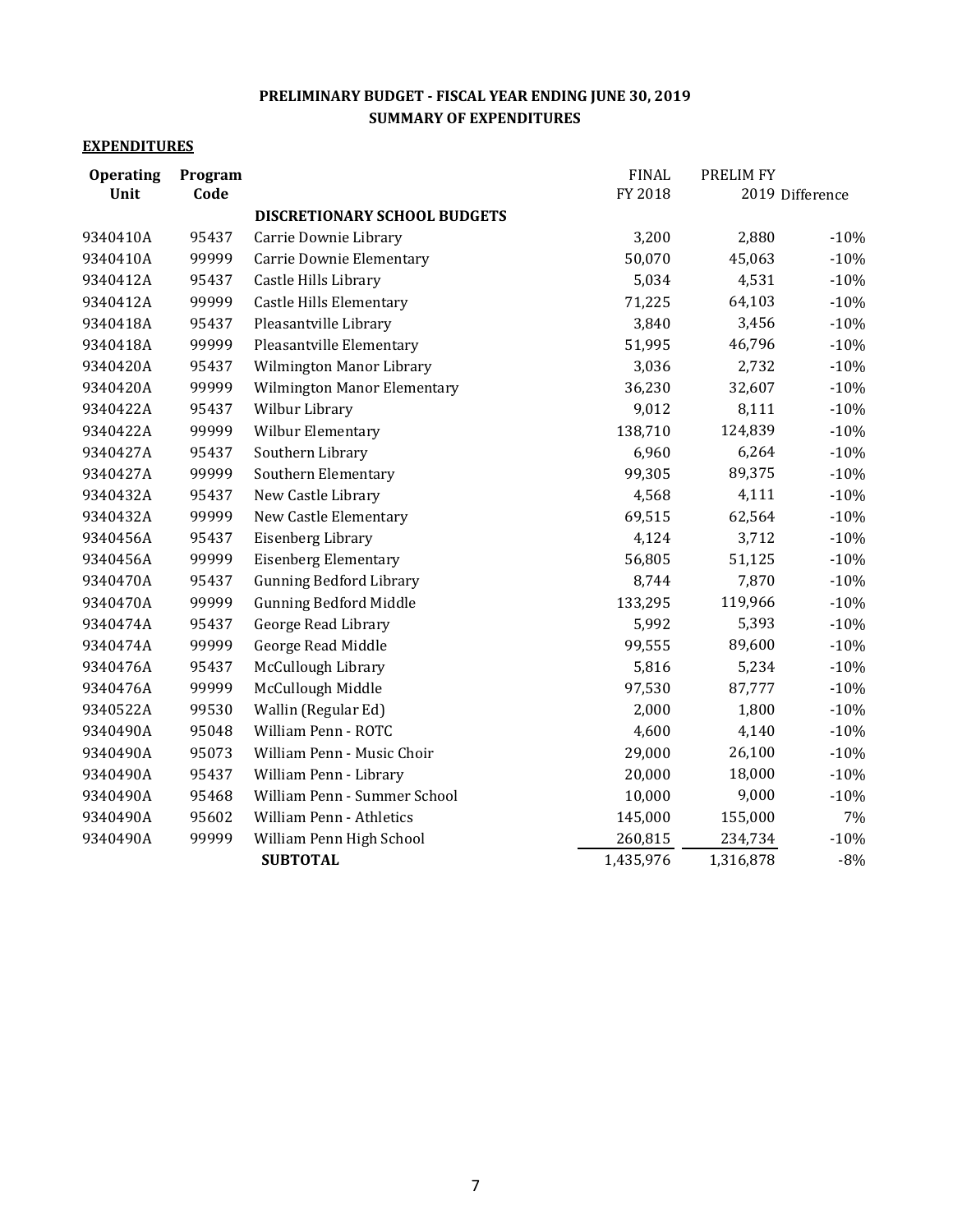## PRELIMINARY BUDGET - FISCAL YEAR ENDING JUNE 30, 2019
## SUMMARY OF EXPENDITURES

**EXPENDITURES**

| Operating Unit | Program Code | | FINAL FY 2018 | PRELIM FY 2019 | Difference |
|---|---|---|---|---|---|
| | | **DISCRETIONARY SCHOOL BUDGETS** | | | |
| 9340410A | 95437 | Carrie Downie Library | 3,200 | 2,880 | -10% |
| 9340410A | 99999 | Carrie Downie Elementary | 50,070 | 45,063 | -10% |
| 9340412A | 95437 | Castle Hills Library | 5,034 | 4,531 | -10% |
| 9340412A | 99999 | Castle Hills Elementary | 71,225 | 64,103 | -10% |
| 9340418A | 95437 | Pleasantville Library | 3,840 | 3,456 | -10% |
| 9340418A | 99999 | Pleasantville Elementary | 51,995 | 46,796 | -10% |
| 9340420A | 95437 | Wilmington Manor Library | 3,036 | 2,732 | -10% |
| 9340420A | 99999 | Wilmington Manor Elementary | 36,230 | 32,607 | -10% |
| 9340422A | 95437 | Wilbur Library | 9,012 | 8,111 | -10% |
| 9340422A | 99999 | Wilbur Elementary | 138,710 | 124,839 | -10% |
| 9340427A | 95437 | Southern Library | 6,960 | 6,264 | -10% |
| 9340427A | 99999 | Southern Elementary | 99,305 | 89,375 | -10% |
| 9340432A | 95437 | New Castle Library | 4,568 | 4,111 | -10% |
| 9340432A | 99999 | New Castle Elementary | 69,515 | 62,564 | -10% |
| 9340456A | 95437 | Eisenberg Library | 4,124 | 3,712 | -10% |
| 9340456A | 99999 | Eisenberg Elementary | 56,805 | 51,125 | -10% |
| 9340470A | 95437 | Gunning Bedford Library | 8,744 | 7,870 | -10% |
| 9340470A | 99999 | Gunning Bedford Middle | 133,295 | 119,966 | -10% |
| 9340474A | 95437 | George Read Library | 5,992 | 5,393 | -10% |
| 9340474A | 99999 | George Read Middle | 99,555 | 89,600 | -10% |
| 9340476A | 95437 | McCullough Library | 5,816 | 5,234 | -10% |
| 9340476A | 99999 | McCullough Middle | 97,530 | 87,777 | -10% |
| 9340522A | 99530 | Wallin (Regular Ed) | 2,000 | 1,800 | -10% |
| 9340490A | 95048 | William Penn - ROTC | 4,600 | 4,140 | -10% |
| 9340490A | 95073 | William Penn - Music Choir | 29,000 | 26,100 | -10% |
| 9340490A | 95437 | William Penn - Library | 20,000 | 18,000 | -10% |
| 9340490A | 95468 | William Penn - Summer School | 10,000 | 9,000 | -10% |
| 9340490A | 95602 | William Penn - Athletics | 145,000 | 155,000 | 7% |
| 9340490A | 99999 | William Penn High School | 260,815 | 234,734 | -10% |
| | | **SUBTOTAL** | 1,435,976 | 1,316,878 | -8% |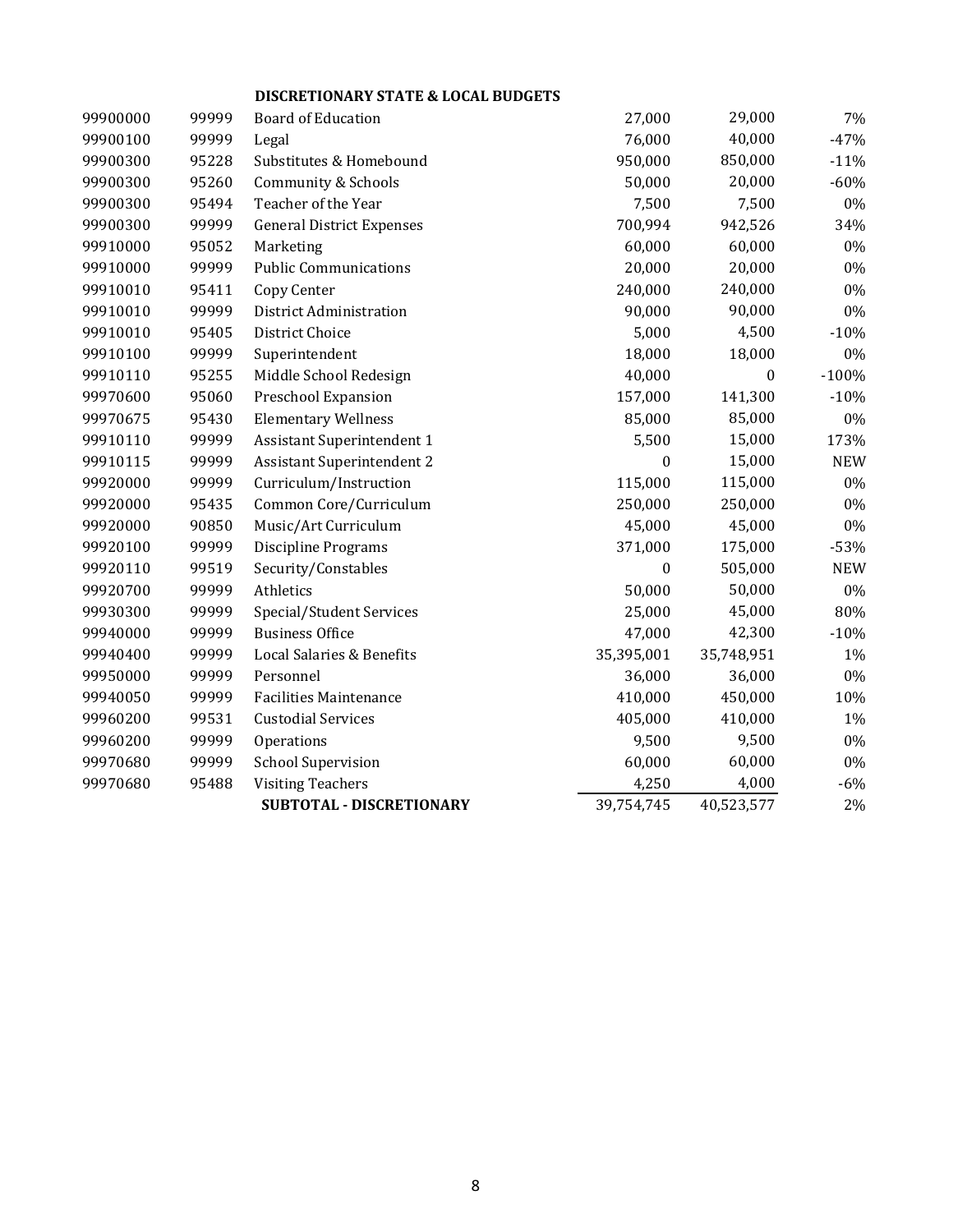**DISCRETIONARY STATE & LOCAL BUDGETS**

| | | | | | |
|---|---|---|---|---|---|
| 99900000 | 99999 | Board of Education | 27,000 | 29,000 | 7% |
| 99900100 | 99999 | Legal | 76,000 | 40,000 | -47% |
| 99900300 | 95228 | Substitutes & Homebound | 950,000 | 850,000 | -11% |
| 99900300 | 95260 | Community & Schools | 50,000 | 20,000 | -60% |
| 99900300 | 95494 | Teacher of the Year | 7,500 | 7,500 | 0% |
| 99900300 | 99999 | General District Expenses | 700,994 | 942,526 | 34% |
| 99910000 | 95052 | Marketing | 60,000 | 60,000 | 0% |
| 99910000 | 99999 | Public Communications | 20,000 | 20,000 | 0% |
| 99910010 | 95411 | Copy Center | 240,000 | 240,000 | 0% |
| 99910010 | 99999 | District Administration | 90,000 | 90,000 | 0% |
| 99910010 | 95405 | District Choice | 5,000 | 4,500 | -10% |
| 99910100 | 99999 | Superintendent | 18,000 | 18,000 | 0% |
| 99910110 | 95255 | Middle School Redesign | 40,000 | 0 | -100% |
| 99970600 | 95060 | Preschool Expansion | 157,000 | 141,300 | -10% |
| 99970675 | 95430 | Elementary Wellness | 85,000 | 85,000 | 0% |
| 99910110 | 99999 | Assistant Superintendent 1 | 5,500 | 15,000 | 173% |
| 99910115 | 99999 | Assistant Superintendent 2 | 0 | 15,000 | NEW |
| 99920000 | 99999 | Curriculum/Instruction | 115,000 | 115,000 | 0% |
| 99920000 | 95435 | Common Core/Curriculum | 250,000 | 250,000 | 0% |
| 99920000 | 90850 | Music/Art Curriculum | 45,000 | 45,000 | 0% |
| 99920100 | 99999 | Discipline Programs | 371,000 | 175,000 | -53% |
| 99920110 | 99519 | Security/Constables | 0 | 505,000 | NEW |
| 99920700 | 99999 | Athletics | 50,000 | 50,000 | 0% |
| 99930300 | 99999 | Special/Student Services | 25,000 | 45,000 | 80% |
| 99940000 | 99999 | Business Office | 47,000 | 42,300 | -10% |
| 99940400 | 99999 | Local Salaries & Benefits | 35,395,001 | 35,748,951 | 1% |
| 99950000 | 99999 | Personnel | 36,000 | 36,000 | 0% |
| 99940050 | 99999 | Facilities Maintenance | 410,000 | 450,000 | 10% |
| 99960200 | 99531 | Custodial Services | 405,000 | 410,000 | 1% |
| 99960200 | 99999 | Operations | 9,500 | 9,500 | 0% |
| 99970680 | 99999 | School Supervision | 60,000 | 60,000 | 0% |
| 99970680 | 95488 | Visiting Teachers | 4,250 | 4,000 | -6% |
| | | **SUBTOTAL - DISCRETIONARY** | 39,754,745 | 40,523,577 | 2% |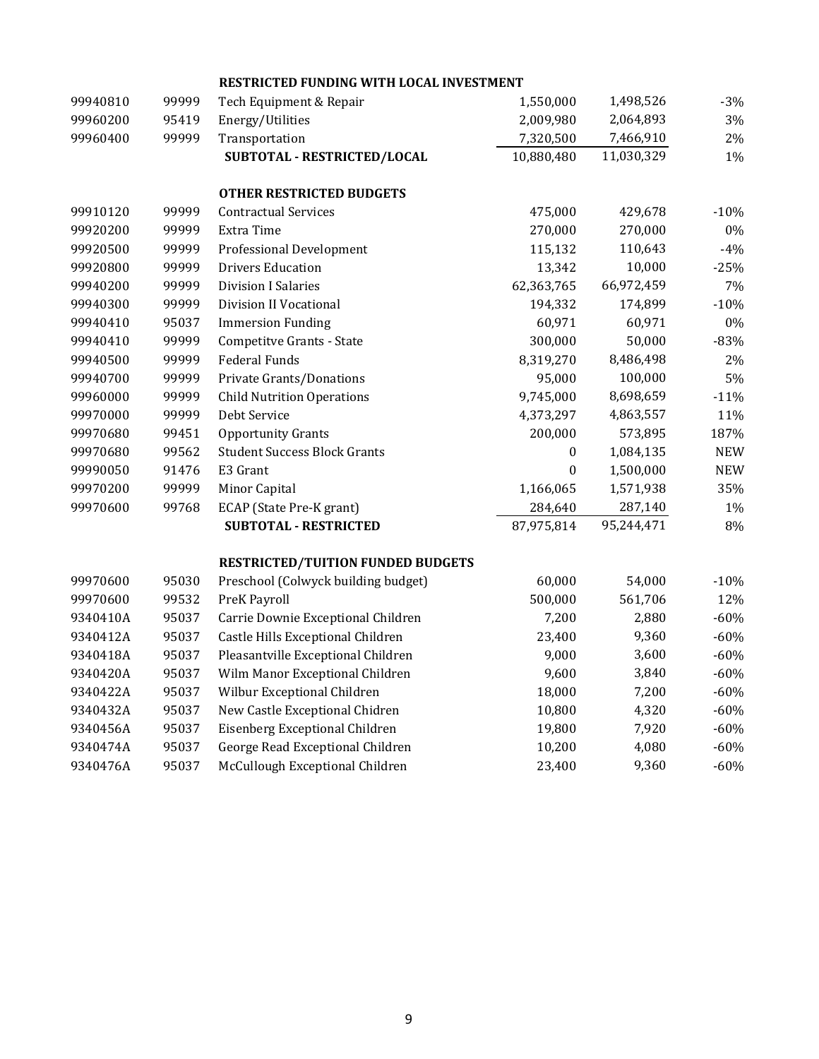| | | | | | |
|---|---|---|---|---|---|
| | | **RESTRICTED FUNDING WITH LOCAL INVESTMENT** | | | |
| 99940810 | 99999 | Tech Equipment & Repair | 1,550,000 | 1,498,526 | -3% |
| 99960200 | 95419 | Energy/Utilities | 2,009,980 | 2,064,893 | 3% |
| 99960400 | 99999 | Transportation | 7,320,500 | 7,466,910 | 2% |
| | | **SUBTOTAL - RESTRICTED/LOCAL** | 10,880,480 | 11,030,329 | 1% |
| | | **OTHER RESTRICTED BUDGETS** | | | |
| 99910120 | 99999 | Contractual Services | 475,000 | 429,678 | -10% |
| 99920200 | 99999 | Extra Time | 270,000 | 270,000 | 0% |
| 99920500 | 99999 | Professional Development | 115,132 | 110,643 | -4% |
| 99920800 | 99999 | Drivers Education | 13,342 | 10,000 | -25% |
| 99940200 | 99999 | Division I Salaries | 62,363,765 | 66,972,459 | 7% |
| 99940300 | 99999 | Division II Vocational | 194,332 | 174,899 | -10% |
| 99940410 | 95037 | Immersion Funding | 60,971 | 60,971 | 0% |
| 99940410 | 99999 | Competitve Grants - State | 300,000 | 50,000 | -83% |
| 99940500 | 99999 | Federal Funds | 8,319,270 | 8,486,498 | 2% |
| 99940700 | 99999 | Private Grants/Donations | 95,000 | 100,000 | 5% |
| 99960000 | 99999 | Child Nutrition Operations | 9,745,000 | 8,698,659 | -11% |
| 99970000 | 99999 | Debt Service | 4,373,297 | 4,863,557 | 11% |
| 99970680 | 99451 | Opportunity Grants | 200,000 | 573,895 | 187% |
| 99970680 | 99562 | Student Success Block Grants | 0 | 1,084,135 | NEW |
| 99990050 | 91476 | E3 Grant | 0 | 1,500,000 | NEW |
| 99970200 | 99999 | Minor Capital | 1,166,065 | 1,571,938 | 35% |
| 99970600 | 99768 | ECAP (State Pre-K grant) | 284,640 | 287,140 | 1% |
| | | **SUBTOTAL - RESTRICTED** | 87,975,814 | 95,244,471 | 8% |
| | | **RESTRICTED/TUITION FUNDED BUDGETS** | | | |
| 99970600 | 95030 | Preschool (Colwyck building budget) | 60,000 | 54,000 | -10% |
| 99970600 | 99532 | PreK Payroll | 500,000 | 561,706 | 12% |
| 9340410A | 95037 | Carrie Downie Exceptional Children | 7,200 | 2,880 | -60% |
| 9340412A | 95037 | Castle Hills Exceptional Children | 23,400 | 9,360 | -60% |
| 9340418A | 95037 | Pleasantville Exceptional Children | 9,000 | 3,600 | -60% |
| 9340420A | 95037 | Wilm Manor Exceptional Children | 9,600 | 3,840 | -60% |
| 9340422A | 95037 | Wilbur Exceptional Children | 18,000 | 7,200 | -60% |
| 9340432A | 95037 | New Castle Exceptional Chidren | 10,800 | 4,320 | -60% |
| 9340456A | 95037 | Eisenberg Exceptional Children | 19,800 | 7,920 | -60% |
| 9340474A | 95037 | George Read Exceptional Children | 10,200 | 4,080 | -60% |
| 9340476A | 95037 | McCullough Exceptional Children | 23,400 | 9,360 | -60% |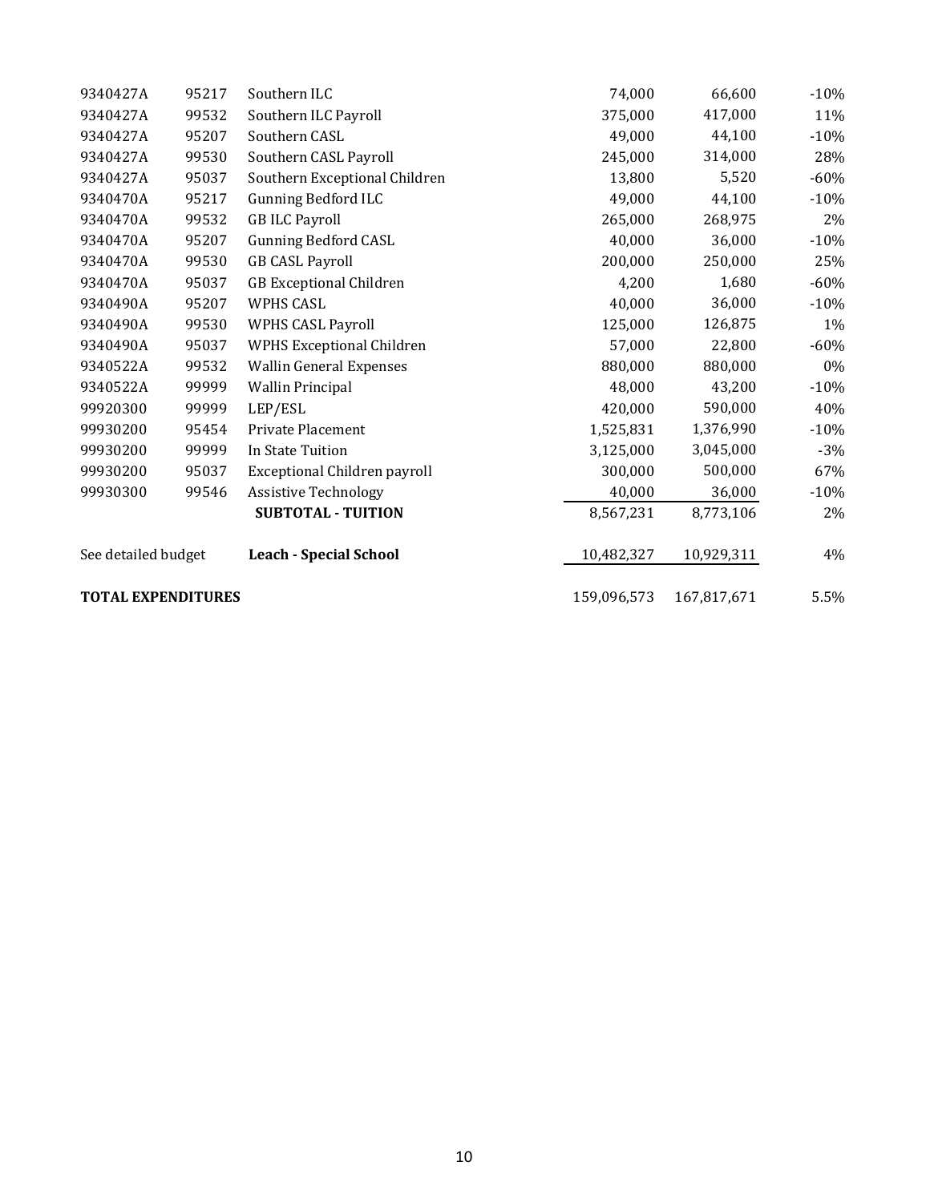| | | | | | |
|---|---|---|---|---|---|
| 9340427A | 95217 | Southern ILC | 74,000 | 66,600 | -10% |
| 9340427A | 99532 | Southern ILC Payroll | 375,000 | 417,000 | 11% |
| 9340427A | 95207 | Southern CASL | 49,000 | 44,100 | -10% |
| 9340427A | 99530 | Southern CASL Payroll | 245,000 | 314,000 | 28% |
| 9340427A | 95037 | Southern Exceptional Children | 13,800 | 5,520 | -60% |
| 9340470A | 95217 | Gunning Bedford ILC | 49,000 | 44,100 | -10% |
| 9340470A | 99532 | GB ILC Payroll | 265,000 | 268,975 | 2% |
| 9340470A | 95207 | Gunning Bedford CASL | 40,000 | 36,000 | -10% |
| 9340470A | 99530 | GB CASL Payroll | 200,000 | 250,000 | 25% |
| 9340470A | 95037 | GB Exceptional Children | 4,200 | 1,680 | -60% |
| 9340490A | 95207 | WPHS CASL | 40,000 | 36,000 | -10% |
| 9340490A | 99530 | WPHS CASL Payroll | 125,000 | 126,875 | 1% |
| 9340490A | 95037 | WPHS Exceptional Children | 57,000 | 22,800 | -60% |
| 9340522A | 99532 | Wallin General Expenses | 880,000 | 880,000 | 0% |
| 9340522A | 99999 | Wallin Principal | 48,000 | 43,200 | -10% |
| 99920300 | 99999 | LEP/ESL | 420,000 | 590,000 | 40% |
| 99930200 | 95454 | Private Placement | 1,525,831 | 1,376,990 | -10% |
| 99930200 | 99999 | In State Tuition | 3,125,000 | 3,045,000 | -3% |
| 99930200 | 95037 | Exceptional Children payroll | 300,000 | 500,000 | 67% |
| 99930300 | 99546 | Assistive Technology | 40,000 | 36,000 | -10% |
| | | **SUBTOTAL - TUITION** | 8,567,231 | 8,773,106 | 2% |
| See detailed budget | | **Leach - Special School** | 10,482,327 | 10,929,311 | 4% |
| **TOTAL EXPENDITURES** | | | 159,096,573 | 167,817,671 | 5.5% |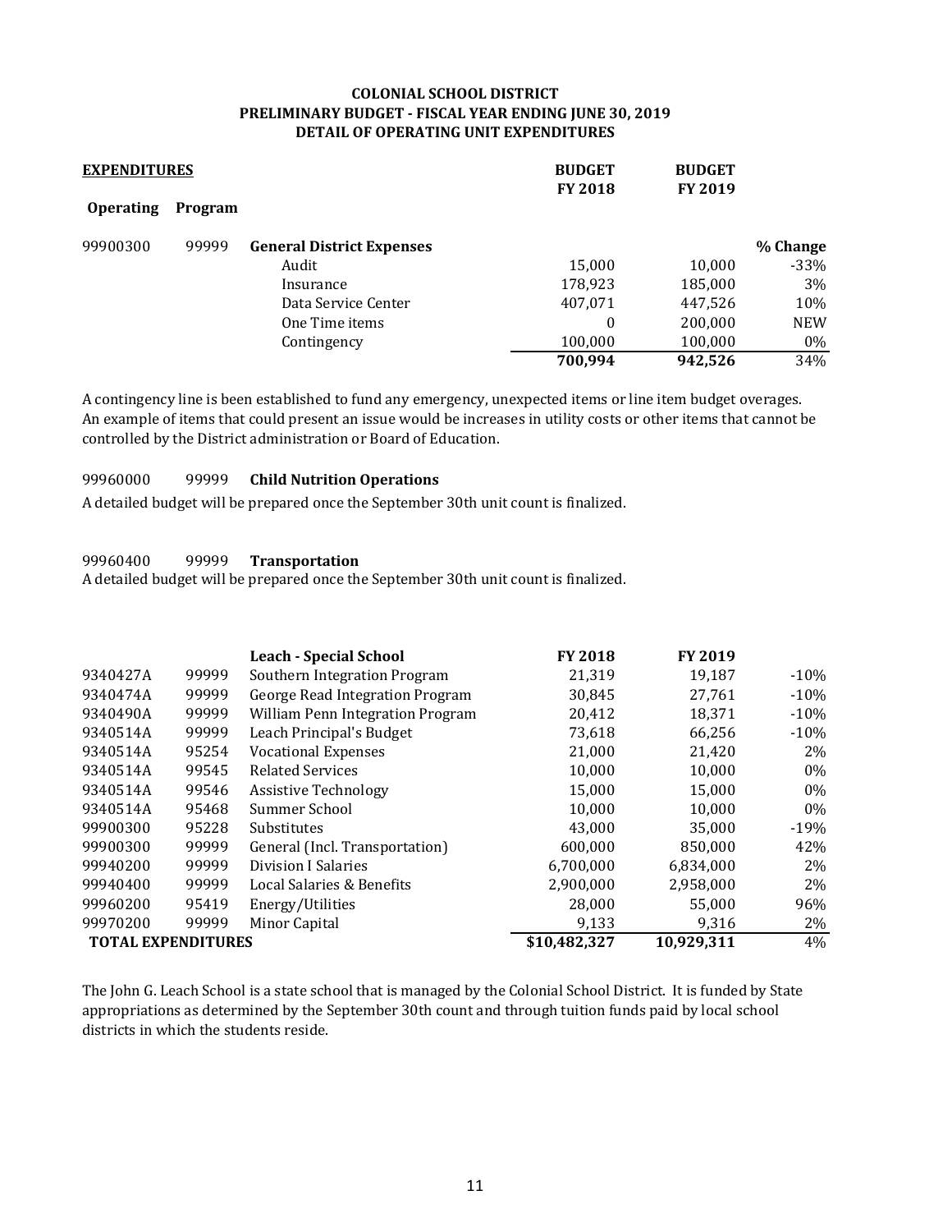**COLONIAL SCHOOL DISTRICT**
**PRELIMINARY BUDGET - FISCAL YEAR ENDING JUNE 30, 2019**
**DETAIL OF OPERATING UNIT EXPENDITURES**

| **EXPENDITURES** | | | **BUDGET FY 2018** | **BUDGET FY 2019** | |
|---|---|---|---|---|---|
| **Operating** | **Program** | | | | |
| 99900300 | 99999 | **General District Expenses** | | | **% Change** |
| | | Audit | 15,000 | 10,000 | -33% |
| | | Insurance | 178,923 | 185,000 | 3% |
| | | Data Service Center | 407,071 | 447,526 | 10% |
| | | One Time items | 0 | 200,000 | NEW |
| | | Contingency | 100,000 | 100,000 | 0% |
| | | | **700,994** | **942,526** | 34% |

A contingency line is been established to fund any emergency, unexpected items or line item budget overages. An example of items that could present an issue would be increases in utility costs or other items that cannot be controlled by the District administration or Board of Education.

99960000 99999 **Child Nutrition Operations**

A detailed budget will be prepared once the September 30th unit count is finalized.

99960400 99999 **Transportation**

A detailed budget will be prepared once the September 30th unit count is finalized.

| | | **Leach - Special School** | **FY 2018** | **FY 2019** | |
|---|---|---|---|---|---|
| 9340427A | 99999 | Southern Integration Program | 21,319 | 19,187 | -10% |
| 9340474A | 99999 | George Read Integration Program | 30,845 | 27,761 | -10% |
| 9340490A | 99999 | William Penn Integration Program | 20,412 | 18,371 | -10% |
| 9340514A | 99999 | Leach Principal's Budget | 73,618 | 66,256 | -10% |
| 9340514A | 95254 | Vocational Expenses | 21,000 | 21,420 | 2% |
| 9340514A | 99545 | Related Services | 10,000 | 10,000 | 0% |
| 9340514A | 99546 | Assistive Technology | 15,000 | 15,000 | 0% |
| 9340514A | 95468 | Summer School | 10,000 | 10,000 | 0% |
| 99900300 | 95228 | Substitutes | 43,000 | 35,000 | -19% |
| 99900300 | 99999 | General (Incl. Transportation) | 600,000 | 850,000 | 42% |
| 99940200 | 99999 | Division I Salaries | 6,700,000 | 6,834,000 | 2% |
| 99940400 | 99999 | Local Salaries & Benefits | 2,900,000 | 2,958,000 | 2% |
| 99960200 | 95419 | Energy/Utilities | 28,000 | 55,000 | 96% |
| 99970200 | 99999 | Minor Capital | 9,133 | 9,316 | 2% |
| **TOTAL EXPENDITURES** | | | **$10,482,327** | **10,929,311** | 4% |

The John G. Leach School is a state school that is managed by the Colonial School District. It is funded by State appropriations as determined by the September 30th count and through tuition funds paid by local school districts in which the students reside.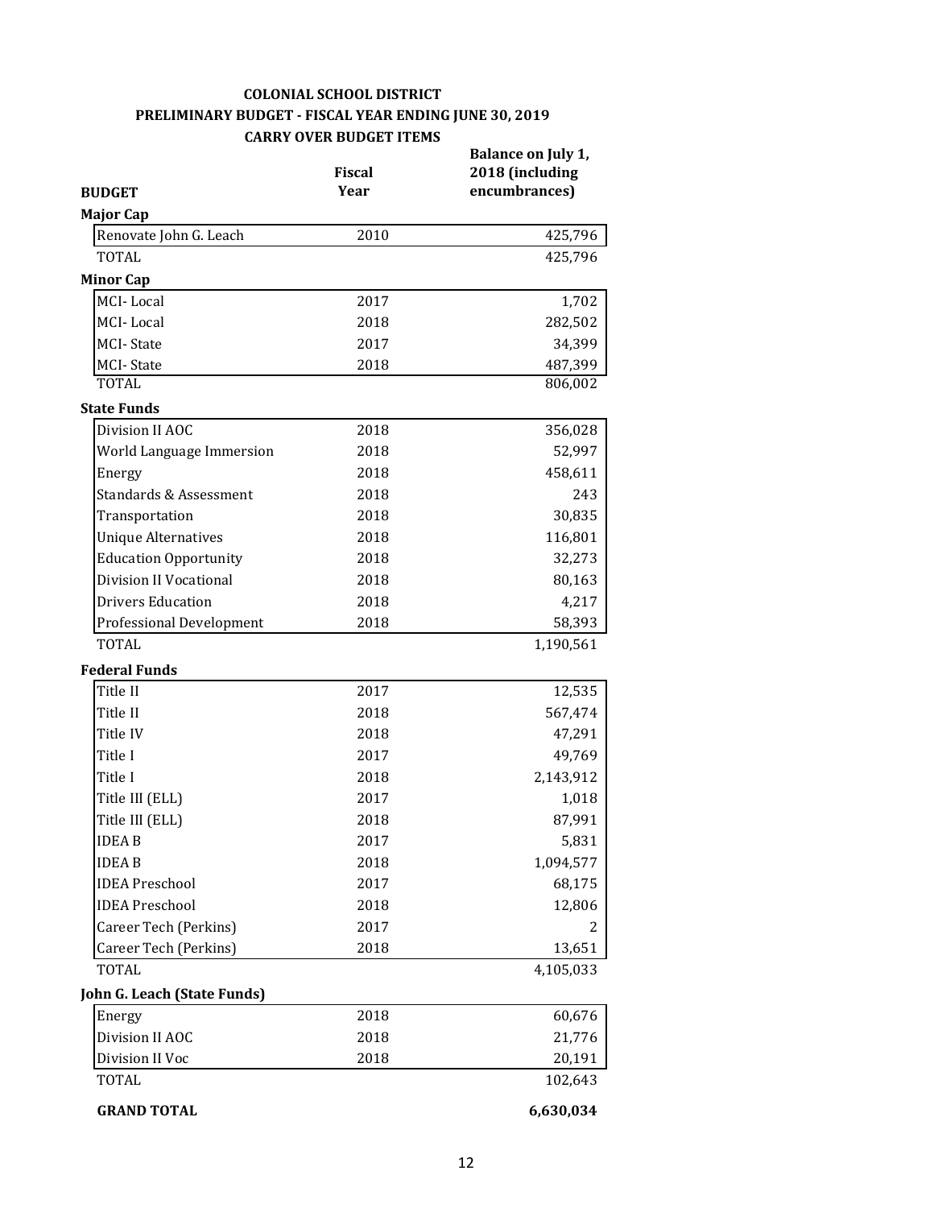**COLONIAL SCHOOL DISTRICT**

**PRELIMINARY BUDGET - FISCAL YEAR ENDING JUNE 30, 2019**

**CARRY OVER BUDGET ITEMS**

| BUDGET | Fiscal Year | Balance on July 1, 2018 (including encumbrances) |
|---|---|---|
| **Major Cap** | | |
| Renovate John G. Leach | 2010 | 425,796 |
| TOTAL | | 425,796 |
| **Minor Cap** | | |
| MCI- Local | 2017 | 1,702 |
| MCI- Local | 2018 | 282,502 |
| MCI- State | 2017 | 34,399 |
| MCI- State | 2018 | 487,399 |
| TOTAL | | 806,002 |
| **State Funds** | | |
| Division II AOC | 2018 | 356,028 |
| World Language Immersion | 2018 | 52,997 |
| Energy | 2018 | 458,611 |
| Standards & Assessment | 2018 | 243 |
| Transportation | 2018 | 30,835 |
| Unique Alternatives | 2018 | 116,801 |
| Education Opportunity | 2018 | 32,273 |
| Division II Vocational | 2018 | 80,163 |
| Drivers Education | 2018 | 4,217 |
| Professional Development | 2018 | 58,393 |
| TOTAL | | 1,190,561 |
| **Federal Funds** | | |
| Title II | 2017 | 12,535 |
| Title II | 2018 | 567,474 |
| Title IV | 2018 | 47,291 |
| Title I | 2017 | 49,769 |
| Title I | 2018 | 2,143,912 |
| Title III (ELL) | 2017 | 1,018 |
| Title III (ELL) | 2018 | 87,991 |
| IDEA B | 2017 | 5,831 |
| IDEA B | 2018 | 1,094,577 |
| IDEA Preschool | 2017 | 68,175 |
| IDEA Preschool | 2018 | 12,806 |
| Career Tech (Perkins) | 2017 | 2 |
| Career Tech (Perkins) | 2018 | 13,651 |
| TOTAL | | 4,105,033 |
| **John G. Leach (State Funds)** | | |
| Energy | 2018 | 60,676 |
| Division II AOC | 2018 | 21,776 |
| Division II Voc | 2018 | 20,191 |
| TOTAL | | 102,643 |
| **GRAND TOTAL** | | **6,630,034** |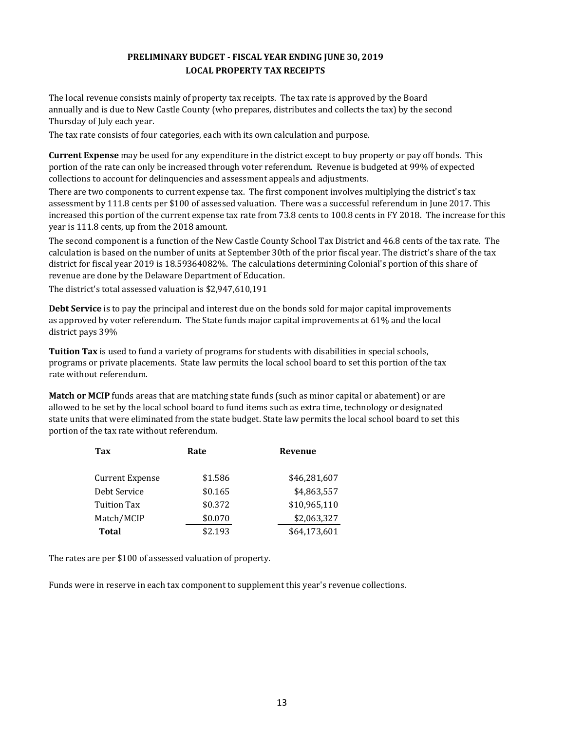# PRELIMINARY BUDGET - FISCAL YEAR ENDING JUNE 30, 2019
## LOCAL PROPERTY TAX RECEIPTS

The local revenue consists mainly of property tax receipts. The tax rate is approved by the Board annually and is due to New Castle County (who prepares, distributes and collects the tax) by the second Thursday of July each year.

The tax rate consists of four categories, each with its own calculation and purpose.

**Current Expense** may be used for any expenditure in the district except to buy property or pay off bonds. This portion of the rate can only be increased through voter referendum. Revenue is budgeted at 99% of expected collections to account for delinquencies and assessment appeals and adjustments.

There are two components to current expense tax. The first component involves multiplying the district's tax assessment by 111.8 cents per $100 of assessed valuation. There was a successful referendum in June 2017. This increased this portion of the current expense tax rate from 73.8 cents to 100.8 cents in FY 2018. The increase for this year is 111.8 cents, up from the 2018 amount.

The second component is a function of the New Castle County School Tax District and 46.8 cents of the tax rate. The calculation is based on the number of units at September 30th of the prior fiscal year. The district's share of the tax district for fiscal year 2019 is 18.59364082%. The calculations determining Colonial's portion of this share of revenue are done by the Delaware Department of Education.

The district's total assessed valuation is $2,947,610,191

**Debt Service** is to pay the principal and interest due on the bonds sold for major capital improvements as approved by voter referendum. The State funds major capital improvements at 61% and the local district pays 39%

**Tuition Tax** is used to fund a variety of programs for students with disabilities in special schools, programs or private placements. State law permits the local school board to set this portion of the tax rate without referendum.

**Match or MCIP** funds areas that are matching state funds (such as minor capital or abatement) or are allowed to be set by the local school board to fund items such as extra time, technology or designated state units that were eliminated from the state budget. State law permits the local school board to set this portion of the tax rate without referendum.

| Tax | Rate | Revenue |
|---|---|---|
| Current Expense | $1.586 | $46,281,607 |
| Debt Service | $0.165 | $4,863,557 |
| Tuition Tax | $0.372 | $10,965,110 |
| Match/MCIP | $0.070 | $2,063,327 |
| **Total** | $2.193 | $64,173,601 |

The rates are per $100 of assessed valuation of property.

Funds were in reserve in each tax component to supplement this year's revenue collections.